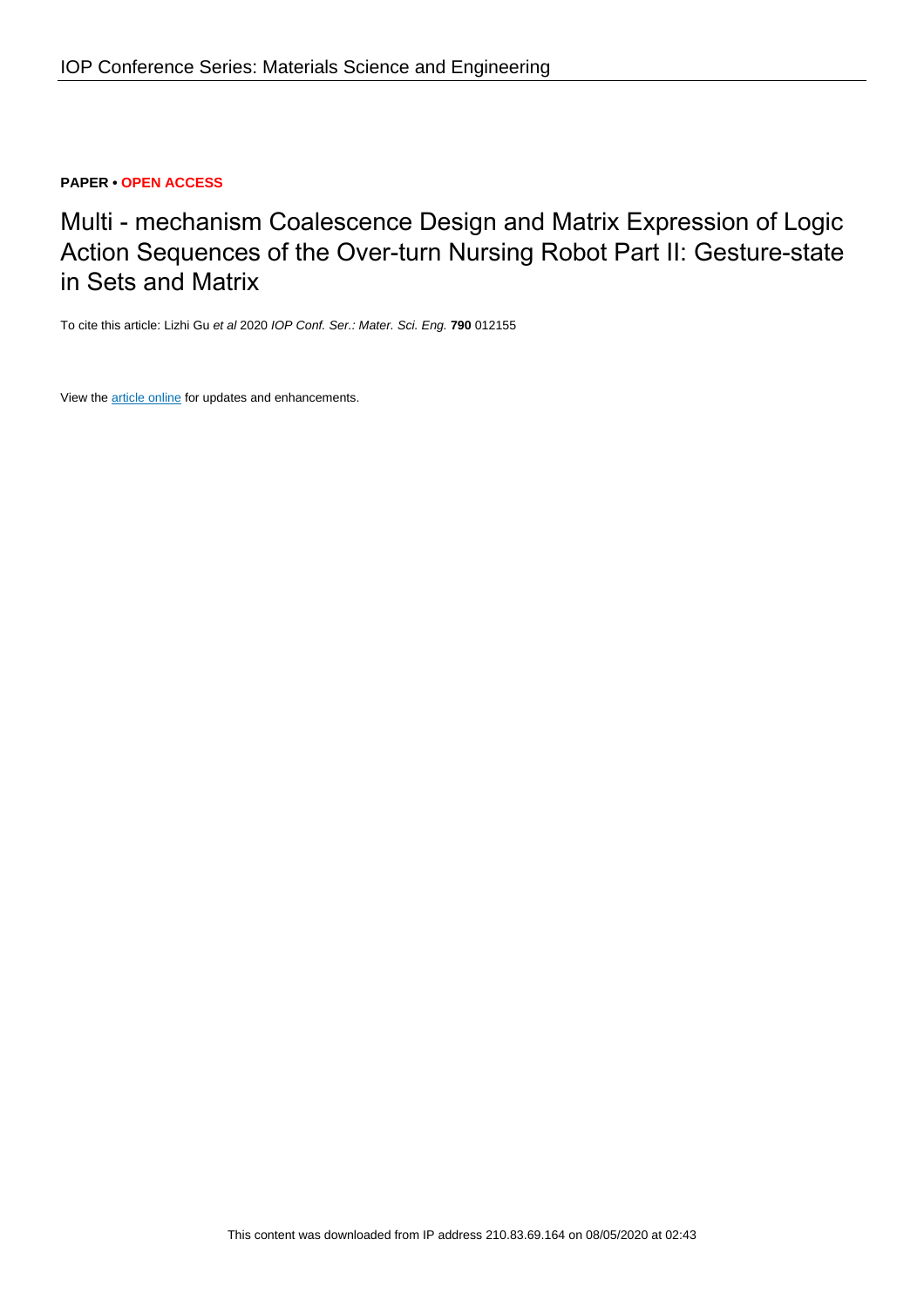**PAPER • OPEN ACCESS**

# Multi - mechanism Coalescence Design and Matrix Expression of Logic Action Sequences of the Over-turn Nursing Robot Part II: Gesture-state in Sets and Matrix

To cite this article: Lizhi Gu *et al* 2020 *IOP Conf. Ser.: Mater. Sci. Eng.* **790** 012155

View the article online for updates and enhancements.

This content was downloaded from IP address 210.83.69.164 on 08/05/2020 at 02:43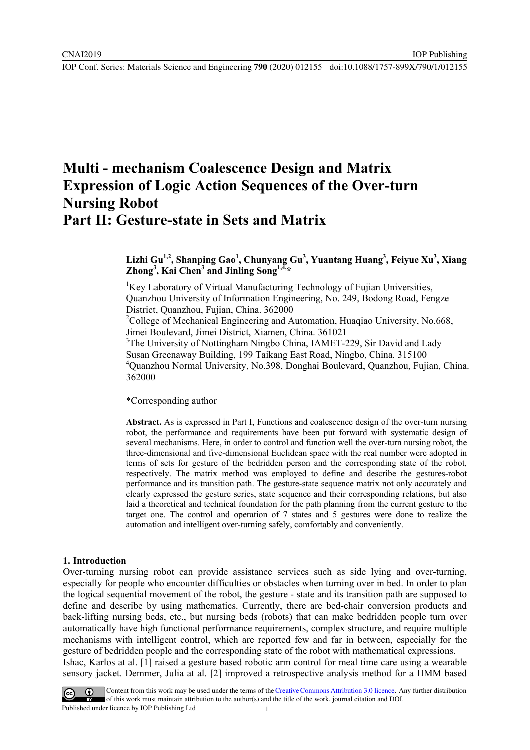# Multi - mechanism Coalescence Design and Matrix Expression of Logic Action Sequences of the Over-turn Nursing Robot
# Part II: Gesture-state in Sets and Matrix

**Lizhi Gu[1,2], Shanping Gao[1], Chunyang Gu[3], Yuantang Huang[3], Feiyue Xu[3], Xiang Zhong[3], Kai Chen[3] and Jinling Song[1,4,*]**

[1]Key Laboratory of Virtual Manufacturing Technology of Fujian Universities, Quanzhou University of Information Engineering, No. 249, Bodong Road, Fengze District, Quanzhou, Fujian, China. 362000

[2]College of Mechanical Engineering and Automation, Huaqiao University, No.668, Jimei Boulevard, Jimei District, Xiamen, China. 361021

[3]The University of Nottingham Ningbo China, IAMET-229, Sir David and Lady Susan Greenaway Building, 199 Taikang East Road, Ningbo, China. 315100

[4]Quanzhou Normal University, No.398, Donghai Boulevard, Quanzhou, Fujian, China. 362000

*Corresponding author

**Abstract.** As is expressed in Part I, Functions and coalescence design of the over-turn nursing robot, the performance and requirements have been put forward with systematic design of several mechanisms. Here, in order to control and function well the over-turn nursing robot, the three-dimensional and five-dimensional Euclidean space with the real number were adopted in terms of sets for gesture of the bedridden person and the corresponding state of the robot, respectively. The matrix method was employed to define and describe the gestures-robot performance and its transition path. The gesture-state sequence matrix not only accurately and clearly expressed the gesture series, state sequence and their corresponding relations, but also laid a theoretical and technical foundation for the path planning from the current gesture to the target one. The control and operation of 7 states and 5 gestures were done to realize the automation and intelligent over-turning safely, comfortably and conveniently.

## 1. Introduction

Over-turning nursing robot can provide assistance services such as side lying and over-turning, especially for people who encounter difficulties or obstacles when turning over in bed. In order to plan the logical sequential movement of the robot, the gesture - state and its transition path are supposed to define and describe by using mathematics. Currently, there are bed-chair conversion products and back-lifting nursing beds, etc., but nursing beds (robots) that can make bedridden people turn over automatically have high functional performance requirements, complex structure, and require multiple mechanisms with intelligent control, which are reported few and far in between, especially for the gesture of bedridden people and the corresponding state of the robot with mathematical expressions.

Ishac, Karlos at al. [1] raised a gesture based robotic arm control for meal time care using a wearable sensory jacket. Demmer, Julia at al. [2] improved a retrospective analysis method for a HMM based

Content from this work may be used under the terms of the Creative Commons Attribution 3.0 licence. Any further distribution of this work must maintain attribution to the author(s) and the title of the work, journal citation and DOI.

Published under licence by IOP Publishing Ltd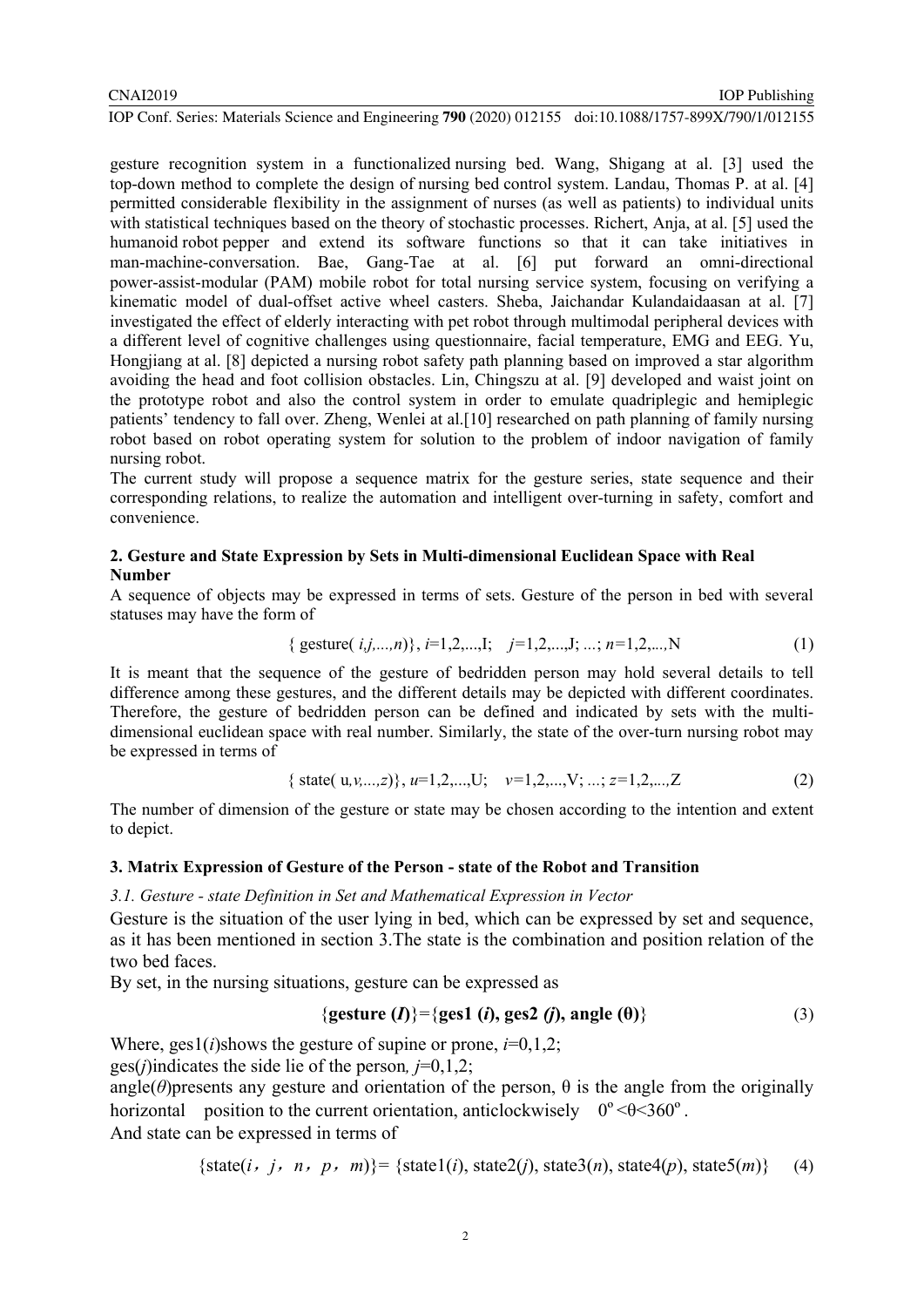gesture recognition system in a functionalized nursing bed. Wang, Shigang at al. [3] used the top-down method to complete the design of nursing bed control system. Landau, Thomas P. at al. [4] permitted considerable flexibility in the assignment of nurses (as well as patients) to individual units with statistical techniques based on the theory of stochastic processes. Richert, Anja, at al. [5] used the humanoid robot pepper and extend its software functions so that it can take initiatives in man-machine-conversation. Bae, Gang-Tae at al. [6] put forward an omni-directional power-assist-modular (PAM) mobile robot for total nursing service system, focusing on verifying a kinematic model of dual-offset active wheel casters. Sheba, Jaichandar Kulandaidaasan at al. [7] investigated the effect of elderly interacting with pet robot through multimodal peripheral devices with a different level of cognitive challenges using questionnaire, facial temperature, EMG and EEG. Yu, Hongjiang at al. [8] depicted a nursing robot safety path planning based on improved a star algorithm avoiding the head and foot collision obstacles. Lin, Chingszu at al. [9] developed and waist joint on the prototype robot and also the control system in order to emulate quadriplegic and hemiplegic patients' tendency to fall over. Zheng, Wenlei at al.[10] researched on path planning of family nursing robot based on robot operating system for solution to the problem of indoor navigation of family nursing robot.

The current study will propose a sequence matrix for the gesture series, state sequence and their corresponding relations, to realize the automation and intelligent over-turning in safety, comfort and convenience.

## 2. Gesture and State Expression by Sets in Multi-dimensional Euclidean Space with Real Number

A sequence of objects may be expressed in terms of sets. Gesture of the person in bed with several statuses may have the form of

$$\{\,\text{gesture}(\,i,j,\ldots,n)\},\ i=1,2,\ldots,\text{I};\quad j=1,2,\ldots,\text{J};\ \ldots;\ n=1,2,\ldots,\text{N} \tag{1}$$

It is meant that the sequence of the gesture of bedridden person may hold several details to tell difference among these gestures, and the different details may be depicted with different coordinates. Therefore, the gesture of bedridden person can be defined and indicated by sets with the multi-dimensional euclidean space with real number. Similarly, the state of the over-turn nursing robot may be expressed in terms of

$$\{\,\text{state}(\,u,v,\ldots,z)\},\ u=1,2,\ldots,\text{U};\quad v=1,2,\ldots,\text{V};\ \ldots;\ z=1,2,\ldots,\text{Z} \tag{2}$$

The number of dimension of the gesture or state may be chosen according to the intention and extent to depict.

## 3. Matrix Expression of Gesture of the Person - state of the Robot and Transition

### *3.1. Gesture - state Definition in Set and Mathematical Expression in Vector*

Gesture is the situation of the user lying in bed, which can be expressed by set and sequence, as it has been mentioned in section 3.The state is the combination and position relation of the two bed faces.

By set, in the nursing situations, gesture can be expressed as

$$\{\textbf{gesture}\ (\boldsymbol{I})\}=\{\textbf{ges1}\ (\boldsymbol{i}),\ \textbf{ges2}\ (\boldsymbol{j}),\ \textbf{angle}\ (\boldsymbol{\theta})\} \tag{3}$$

Where, ges1($i$)shows the gesture of supine or prone, $i$=0,1,2;

ges($j$)indicates the side lie of the person, $j$=0,1,2;

angle($\theta$)presents any gesture and orientation of the person, θ is the angle from the originally horizontal position to the current orientation, anticlockwisely $0^{o}<\theta<360^{o}$.

And state can be expressed in terms of

$$\{\text{state}(i,\ j,\ n,\ p,\ m)\}=\{\text{state1}(i),\ \text{state2}(j),\ \text{state3}(n),\ \text{state4}(p),\ \text{state5}(m)\} \tag{4}$$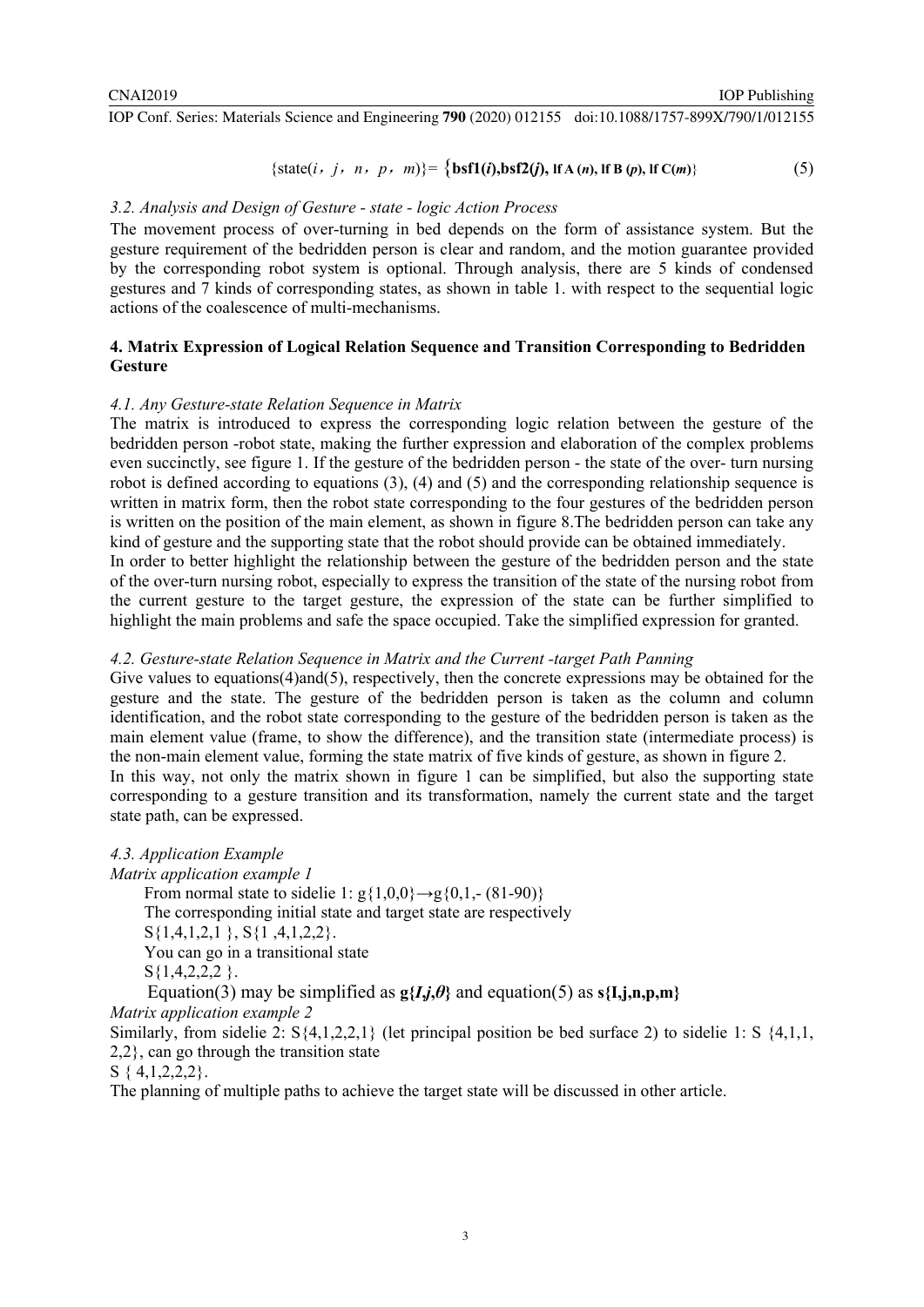$$\{\text{state}(i,\ j,\ n,\ p,\ m)\} = \{\mathbf{bsf1}(\boldsymbol{i}),\mathbf{bsf2}(\boldsymbol{j}),\ \mathbf{lf\ A}\ (\boldsymbol{n}),\ \mathbf{lf\ B}\ (\boldsymbol{p}),\ \mathbf{lf\ C}(\boldsymbol{m})\} \tag{5}$$

### *3.2. Analysis and Design of Gesture - state - logic Action Process*

The movement process of over-turning in bed depends on the form of assistance system. But the gesture requirement of the bedridden person is clear and random, and the motion guarantee provided by the corresponding robot system is optional. Through analysis, there are 5 kinds of condensed gestures and 7 kinds of corresponding states, as shown in table 1. with respect to the sequential logic actions of the coalescence of multi-mechanisms.

## 4. Matrix Expression of Logical Relation Sequence and Transition Corresponding to Bedridden Gesture

### *4.1. Any Gesture-state Relation Sequence in Matrix*

The matrix is introduced to express the corresponding logic relation between the gesture of the bedridden person -robot state, making the further expression and elaboration of the complex problems even succinctly, see figure 1. If the gesture of the bedridden person - the state of the over- turn nursing robot is defined according to equations (3), (4) and (5) and the corresponding relationship sequence is written in matrix form, then the robot state corresponding to the four gestures of the bedridden person is written on the position of the main element, as shown in figure 8.The bedridden person can take any kind of gesture and the supporting state that the robot should provide can be obtained immediately.

In order to better highlight the relationship between the gesture of the bedridden person and the state of the over-turn nursing robot, especially to express the transition of the state of the nursing robot from the current gesture to the target gesture, the expression of the state can be further simplified to highlight the main problems and safe the space occupied. Take the simplified expression for granted.

### *4.2. Gesture-state Relation Sequence in Matrix and the Current -target Path Panning*

Give values to equations(4)and(5), respectively, then the concrete expressions may be obtained for the gesture and the state. The gesture of the bedridden person is taken as the column and column identification, and the robot state corresponding to the gesture of the bedridden person is taken as the main element value (frame, to show the difference), and the transition state (intermediate process) is the non-main element value, forming the state matrix of five kinds of gesture, as shown in figure 2.

In this way, not only the matrix shown in figure 1 can be simplified, but also the supporting state corresponding to a gesture transition and its transformation, namely the current state and the target state path, can be expressed.

### *4.3. Application Example*

*Matrix application example 1*

From normal state to sidelie 1: g{1,0,0}→g{0,1,- (81-90)}

The corresponding initial state and target state are respectively

S{1,4,1,2,1 }, S{1 ,4,1,2,2}.

You can go in a transitional state

S{1,4,2,2,2 }.

Equation(3) may be simplified as $\mathbf{g\{}\boldsymbol{I,j,\theta}\mathbf{\}}$ and equation(5) as **s{I,j,n,p,m}**

*Matrix application example 2*

Similarly, from sidelie 2: S{4,1,2,2,1} (let principal position be bed surface 2) to sidelie 1: S {4,1,1, 2,2}, can go through the transition state

S { 4,1,2,2,2}.

The planning of multiple paths to achieve the target state will be discussed in other article.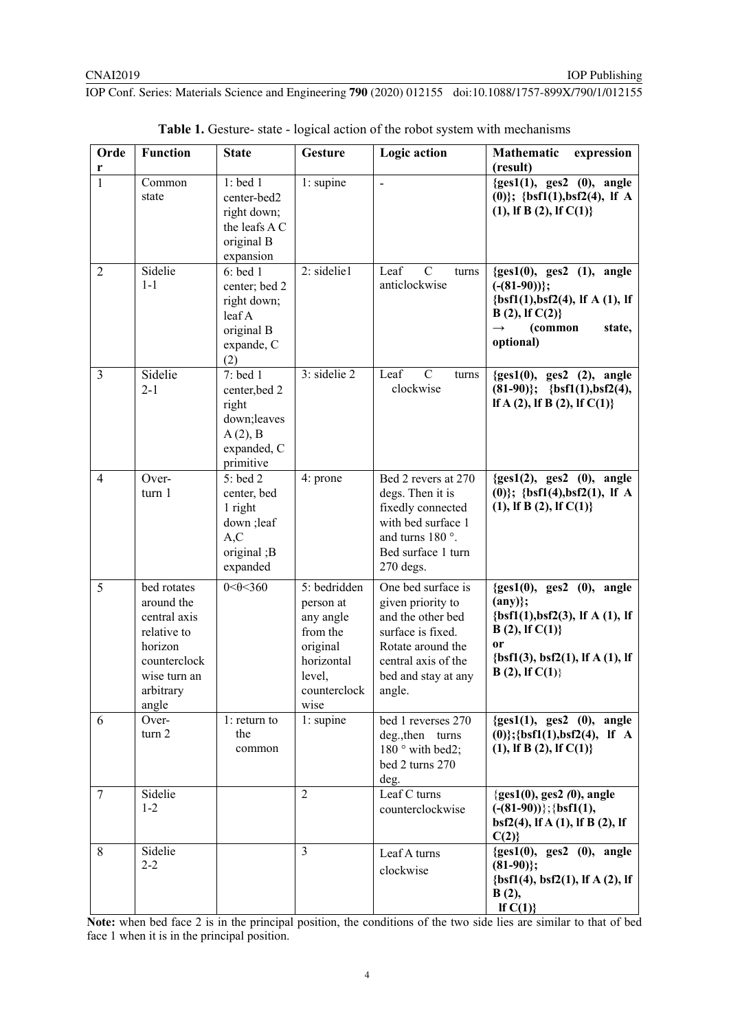**Table 1.** Gesture- state - logical action of the robot system with mechanisms

| Order | Function | State | Gesture | Logic action | Mathematic expression (result) |
|---|---|---|---|---|---|
| 1 | Common state | 1: bed 1 center-bed2 right down; the leafs A C original B expansion | 1: supine | - | **{ges1(1), ges2 (0), angle (0)}; {bsf1(1),bsf2(4), lf A (1), lf B (2), lf C(1)}** |
| 2 | Sidelie 1-1 | 6: bed 1 center; bed 2 right down; leaf A original B expande, C (2) | 2: sidelie1 | Leaf C turns anticlockwise | **{ges1(0), ges2 (1), angle (-(81-90))}; {bsf1(1),bsf2(4), lf A (1), lf B (2), lf C(2)} → (common state, optional)** |
| 3 | Sidelie 2-1 | 7: bed 1 center,bed 2 right down;leaves A (2), B expanded, C primitive | 3: sidelie 2 | Leaf C turns clockwise | **{ges1(0), ges2 (2), angle (81-90)}; {bsf1(1),bsf2(4), lf A (2), lf B (2), lf C(1)}** |
| 4 | Over-turn 1 | 5: bed 2 center, bed 1 right down ;leaf A,C original ;B expanded | 4: prone | Bed 2 revers at 270 degs. Then it is fixedly connected with bed surface 1 and turns 180 °. Bed surface 1 turn 270 degs. | **{ges1(2), ges2 (0), angle (0)}; {bsf1(4),bsf2(1), lf A (1), lf B (2), lf C(1)}** |
| 5 | bed rotates around the central axis relative to horizon counterclockwise turn an arbitrary angle | 0<θ<360 | 5: bedridden person at any angle from the original horizontal level, counterclockwise | One bed surface is given priority to and the other bed surface is fixed. Rotate around the central axis of the bed and stay at any angle. | **{ges1(0), ges2 (0), angle (any)}; {bsf1(1),bsf2(3), lf A (1), lf B (2), lf C(1)} or {bsf1(3), bsf2(1), lf A (1), lf B (2), lf C(1)}** |
| 6 | Over-turn 2 | 1: return to the common | 1: supine | bed 1 reverses 270 deg.,then turns 180 ° with bed2; bed 2 turns 270 deg. | **{ges1(1), ges2 (0), angle (0)};{bsf1(1),bsf2(4), lf A (1), lf B (2), lf C(1)}** |
| 7 | Sidelie 1-2 | | 2 | Leaf C turns counterclockwise | **{ges1(0), ges2 (0), angle (-(81-90))};{bsf1(1), bsf2(4), lf A (1), lf B (2), lf C(2)}** |
| 8 | Sidelie 2-2 | | 3 | Leaf A turns clockwise | **{ges1(0), ges2 (0), angle (81-90)}; {bsf1(4), bsf2(1), lf A (2), lf B (2), lf C(1)}** |

**Note:** when bed face 2 is in the principal position, the conditions of the two side lies are similar to that of bed face 1 when it is in the principal position.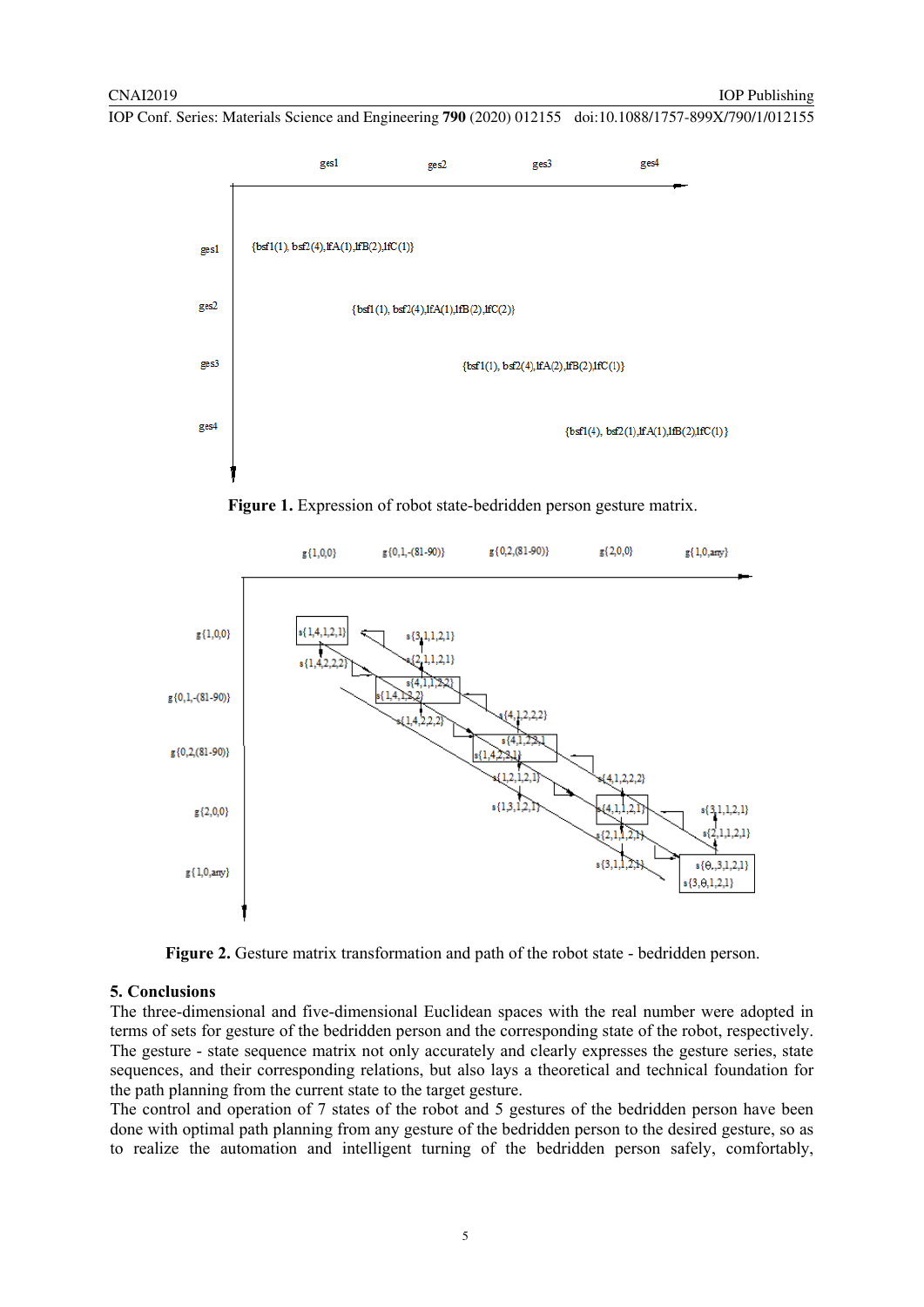| | ges1 | ges2 | ges3 | ges4 |
|---|---|---|---|---|
| ges1 | {bsf1(1), bsf2(4),lfA(1),lfB(2),lfC(1)} | | | |
| ges2 | | {bsf1(1), bsf2(4),lfA(1),lfB(2),lfC(2)} | | |
| ges3 | | | {bsf1(1), bsf2(4),lfA(2),lfB(2),lfC(1)} | |
| ges4 | | | | {bsf1(4), bsf2(1),lfA(1),lfB(2),lfC(1)} |

**Figure 1.** Expression of robot state-bedridden person gesture matrix.

**Figure 2.** Gesture matrix transformation and path of the robot state - bedridden person.

## 5. Conclusions

The three-dimensional and five-dimensional Euclidean spaces with the real number were adopted in terms of sets for gesture of the bedridden person and the corresponding state of the robot, respectively. The gesture - state sequence matrix not only accurately and clearly expresses the gesture series, state sequences, and their corresponding relations, but also lays a theoretical and technical foundation for the path planning from the current state to the target gesture.

The control and operation of 7 states of the robot and 5 gestures of the bedridden person have been done with optimal path planning from any gesture of the bedridden person to the desired gesture, so as to realize the automation and intelligent turning of the bedridden person safely, comfortably,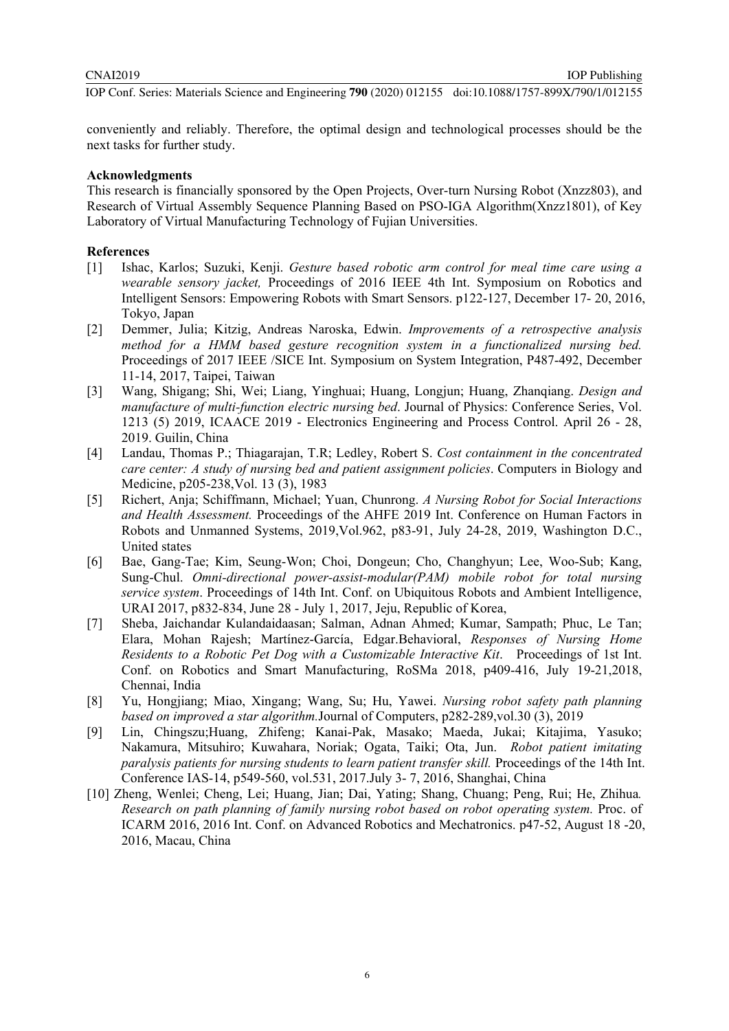conveniently and reliably. Therefore, the optimal design and technological processes should be the next tasks for further study.

**Acknowledgments**

This research is financially sponsored by the Open Projects, Over-turn Nursing Robot (Xnzz803), and Research of Virtual Assembly Sequence Planning Based on PSO-IGA Algorithm(Xnzz1801), of Key Laboratory of Virtual Manufacturing Technology of Fujian Universities.

**References**

[1] Ishac, Karlos; Suzuki, Kenji. *Gesture based robotic arm control for meal time care using a wearable sensory jacket,* Proceedings of 2016 IEEE 4th Int. Symposium on Robotics and Intelligent Sensors: Empowering Robots with Smart Sensors. p122-127, December 17- 20, 2016, Tokyo, Japan

[2] Demmer, Julia; Kitzig, Andreas Naroska, Edwin. *Improvements of a retrospective analysis method for a HMM based gesture recognition system in a functionalized nursing bed.* Proceedings of 2017 IEEE /SICE Int. Symposium on System Integration, P487-492, December 11-14, 2017, Taipei, Taiwan

[3] Wang, Shigang; Shi, Wei; Liang, Yinghuai; Huang, Longjun; Huang, Zhanqiang. *Design and manufacture of multi-function electric nursing bed*. Journal of Physics: Conference Series, Vol. 1213 (5) 2019, ICAACE 2019 - Electronics Engineering and Process Control. April 26 - 28, 2019. Guilin, China

[4] Landau, Thomas P.; Thiagarajan, T.R; Ledley, Robert S. *Cost containment in the concentrated care center: A study of nursing bed and patient assignment policies*. Computers in Biology and Medicine, p205-238,Vol. 13 (3), 1983

[5] Richert, Anja; Schiffmann, Michael; Yuan, Chunrong. *A Nursing Robot for Social Interactions and Health Assessment.* Proceedings of the AHFE 2019 Int. Conference on Human Factors in Robots and Unmanned Systems, 2019,Vol.962, p83-91, July 24-28, 2019, Washington D.C., United states

[6] Bae, Gang-Tae; Kim, Seung-Won; Choi, Dongeun; Cho, Changhyun; Lee, Woo-Sub; Kang, Sung-Chul. *Omni-directional power-assist-modular(PAM) mobile robot for total nursing service system*. Proceedings of 14th Int. Conf. on Ubiquitous Robots and Ambient Intelligence, URAI 2017, p832-834, June 28 - July 1, 2017, Jeju, Republic of Korea,

[7] Sheba, Jaichandar Kulandaidaasan; Salman, Adnan Ahmed; Kumar, Sampath; Phuc, Le Tan; Elara, Mohan Rajesh; Martínez-García, Edgar.Behavioral, *Responses of Nursing Home Residents to a Robotic Pet Dog with a Customizable Interactive Kit*. Proceedings of 1st Int. Conf. on Robotics and Smart Manufacturing, RoSMa 2018, p409-416, July 19-21,2018, Chennai, India

[8] Yu, Hongjiang; Miao, Xingang; Wang, Su; Hu, Yawei. *Nursing robot safety path planning based on improved a star algorithm.*Journal of Computers, p282-289,vol.30 (3), 2019

[9] Lin, Chingszu;Huang, Zhifeng; Kanai-Pak, Masako; Maeda, Jukai; Kitajima, Yasuko; Nakamura, Mitsuhiro; Kuwahara, Noriak; Ogata, Taiki; Ota, Jun. *Robot patient imitating paralysis patients for nursing students to learn patient transfer skill.* Proceedings of the 14th Int. Conference IAS-14, p549-560, vol.531, 2017.July 3- 7, 2016, Shanghai, China

[10] Zheng, Wenlei; Cheng, Lei; Huang, Jian; Dai, Yating; Shang, Chuang; Peng, Rui; He, Zhihua*.* *Research on path planning of family nursing robot based on robot operating system.* Proc. of ICARM 2016, 2016 Int. Conf. on Advanced Robotics and Mechatronics. p47-52, August 18 -20, 2016, Macau, China